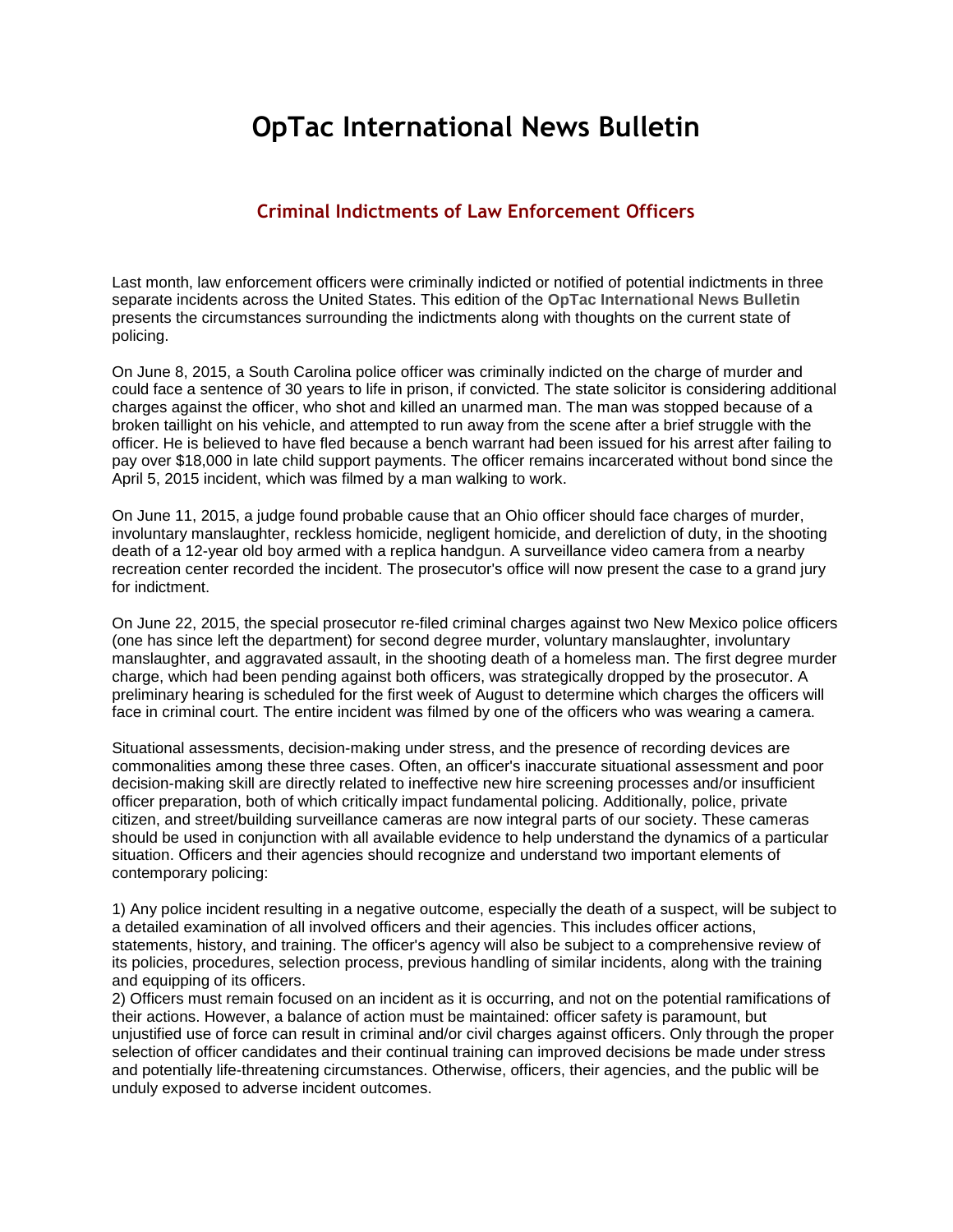# OpTac International News Bulletin

## Criminal Indictments of Law Enforcement Officers

Last month, law enforcement officers were criminally indicted or notified of potential indictments in three separate incidents across the United States. This edition of the **OpTac International News Bulletin** presents the circumstances surrounding the indictments along with thoughts on the current state of policing.

On June 8, 2015, a South Carolina police officer was criminally indicted on the charge of murder and could face a sentence of 30 years to life in prison, if convicted. The state solicitor is considering additional charges against the officer, who shot and killed an unarmed man. The man was stopped because of a broken taillight on his vehicle, and attempted to run away from the scene after a brief struggle with the officer. He is believed to have fled because a bench warrant had been issued for his arrest after failing to pay over $18,000 in late child support payments. The officer remains incarcerated without bond since the April 5, 2015 incident, which was filmed by a man walking to work.

On June 11, 2015, a judge found probable cause that an Ohio officer should face charges of murder, involuntary manslaughter, reckless homicide, negligent homicide, and dereliction of duty, in the shooting death of a 12-year old boy armed with a replica handgun. A surveillance video camera from a nearby recreation center recorded the incident. The prosecutor's office will now present the case to a grand jury for indictment.

On June 22, 2015, the special prosecutor re-filed criminal charges against two New Mexico police officers (one has since left the department) for second degree murder, voluntary manslaughter, involuntary manslaughter, and aggravated assault, in the shooting death of a homeless man. The first degree murder charge, which had been pending against both officers, was strategically dropped by the prosecutor. A preliminary hearing is scheduled for the first week of August to determine which charges the officers will face in criminal court. The entire incident was filmed by one of the officers who was wearing a camera.

Situational assessments, decision-making under stress, and the presence of recording devices are commonalities among these three cases. Often, an officer's inaccurate situational assessment and poor decision-making skill are directly related to ineffective new hire screening processes and/or insufficient officer preparation, both of which critically impact fundamental policing. Additionally, police, private citizen, and street/building surveillance cameras are now integral parts of our society. These cameras should be used in conjunction with all available evidence to help understand the dynamics of a particular situation. Officers and their agencies should recognize and understand two important elements of contemporary policing:

1) Any police incident resulting in a negative outcome, especially the death of a suspect, will be subject to a detailed examination of all involved officers and their agencies. This includes officer actions, statements, history, and training. The officer's agency will also be subject to a comprehensive review of its policies, procedures, selection process, previous handling of similar incidents, along with the training and equipping of its officers.

2) Officers must remain focused on an incident as it is occurring, and not on the potential ramifications of their actions. However, a balance of action must be maintained: officer safety is paramount, but unjustified use of force can result in criminal and/or civil charges against officers. Only through the proper selection of officer candidates and their continual training can improved decisions be made under stress and potentially life-threatening circumstances. Otherwise, officers, their agencies, and the public will be unduly exposed to adverse incident outcomes.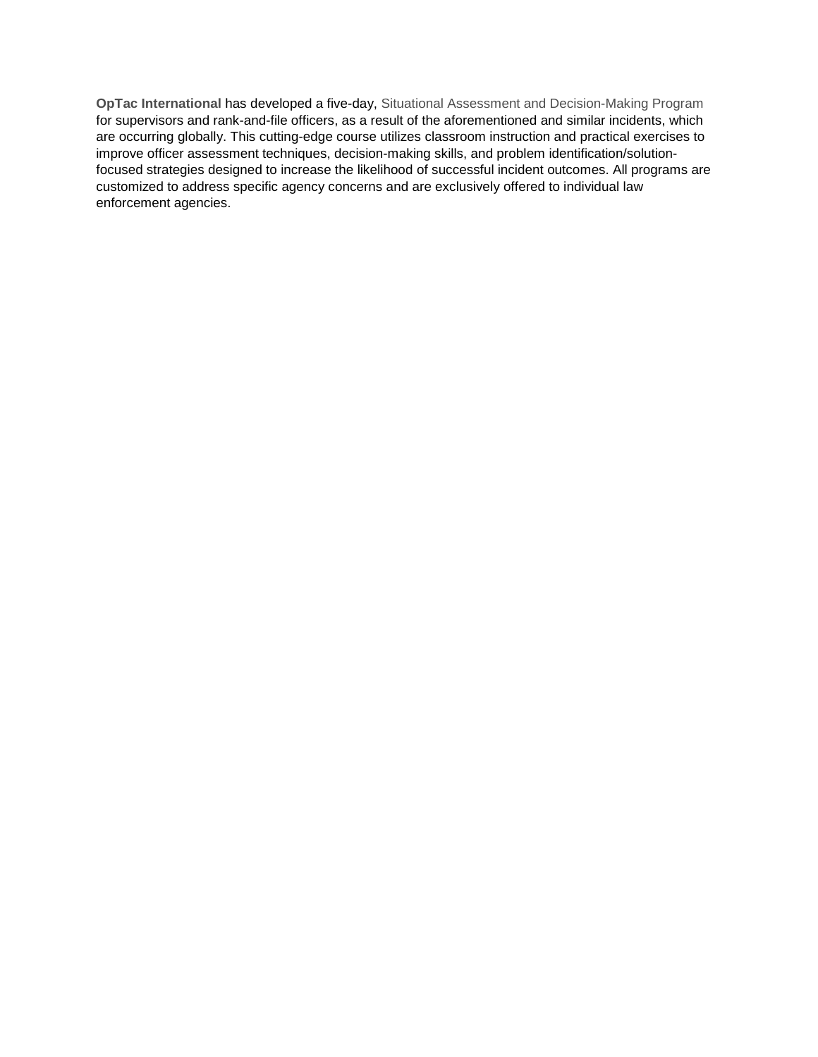**OpTac International** has developed a five-day, Situational Assessment and Decision-Making Program for supervisors and rank-and-file officers, as a result of the aforementioned and similar incidents, which are occurring globally. This cutting-edge course utilizes classroom instruction and practical exercises to improve officer assessment techniques, decision-making skills, and problem identification/solution-focused strategies designed to increase the likelihood of successful incident outcomes. All programs are customized to address specific agency concerns and are exclusively offered to individual law enforcement agencies.